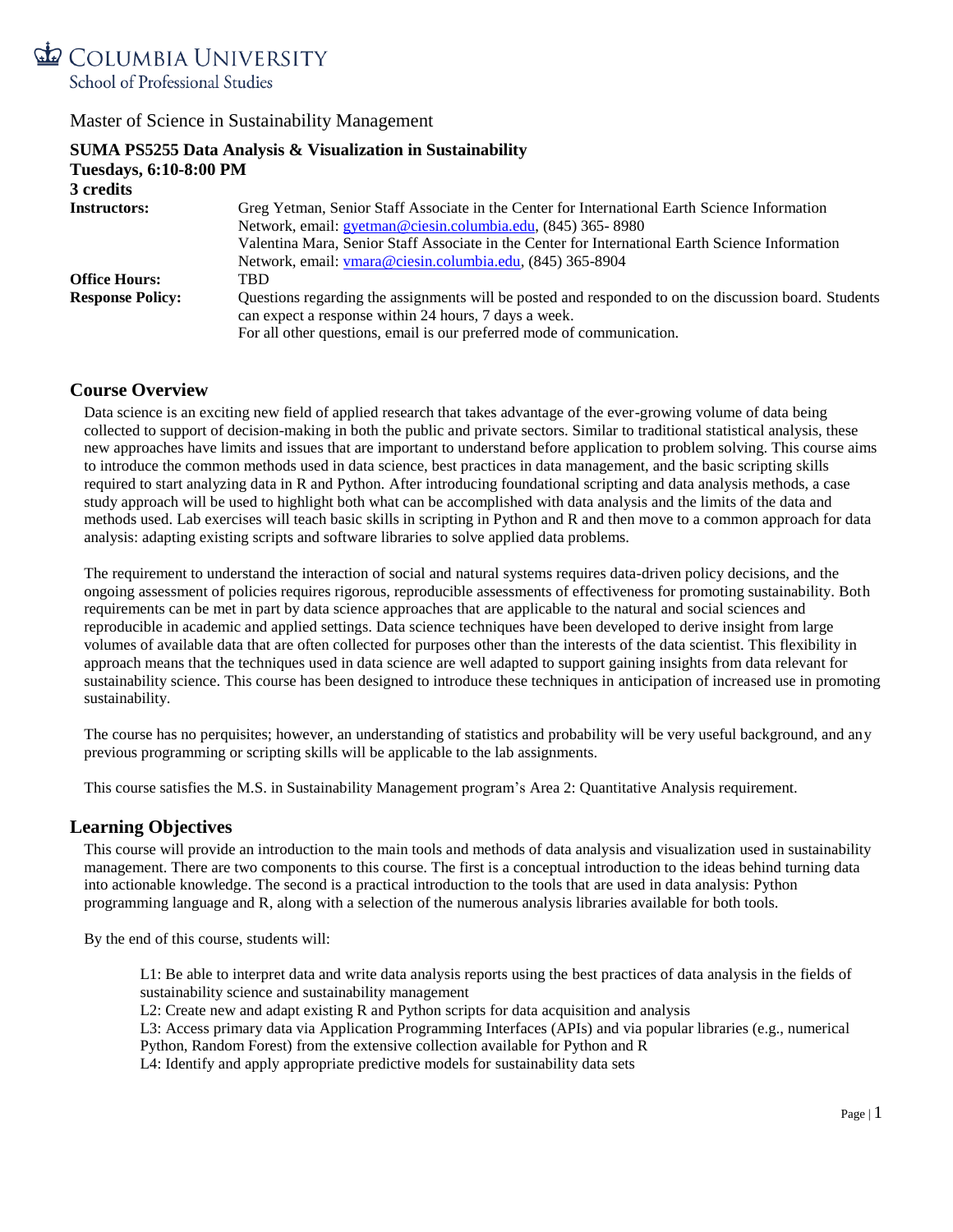COLUMBIA UNIVERSITY
School of Professional Studies

Master of Science in Sustainability Management

**SUMA PS5255 Data Analysis & Visualization in Sustainability**
**Tuesdays, 6:10-8:00 PM**
**3 credits**

| | |
|---|---|
| **Instructors:** | Greg Yetman, Senior Staff Associate in the Center for International Earth Science Information Network, email: gyetman@ciesin.columbia.edu, (845) 365- 8980<br>Valentina Mara, Senior Staff Associate in the Center for International Earth Science Information Network, email: vmara@ciesin.columbia.edu, (845) 365-8904 |
| **Office Hours:** | TBD |
| **Response Policy:** | Questions regarding the assignments will be posted and responded to on the discussion board. Students can expect a response within 24 hours, 7 days a week.<br>For all other questions, email is our preferred mode of communication. |

## Course Overview

Data science is an exciting new field of applied research that takes advantage of the ever-growing volume of data being collected to support of decision-making in both the public and private sectors. Similar to traditional statistical analysis, these new approaches have limits and issues that are important to understand before application to problem solving. This course aims to introduce the common methods used in data science, best practices in data management, and the basic scripting skills required to start analyzing data in R and Python. After introducing foundational scripting and data analysis methods, a case study approach will be used to highlight both what can be accomplished with data analysis and the limits of the data and methods used. Lab exercises will teach basic skills in scripting in Python and R and then move to a common approach for data analysis: adapting existing scripts and software libraries to solve applied data problems.

The requirement to understand the interaction of social and natural systems requires data-driven policy decisions, and the ongoing assessment of policies requires rigorous, reproducible assessments of effectiveness for promoting sustainability. Both requirements can be met in part by data science approaches that are applicable to the natural and social sciences and reproducible in academic and applied settings. Data science techniques have been developed to derive insight from large volumes of available data that are often collected for purposes other than the interests of the data scientist. This flexibility in approach means that the techniques used in data science are well adapted to support gaining insights from data relevant for sustainability science. This course has been designed to introduce these techniques in anticipation of increased use in promoting sustainability.

The course has no perquisites; however, an understanding of statistics and probability will be very useful background, and any previous programming or scripting skills will be applicable to the lab assignments.

This course satisfies the M.S. in Sustainability Management program's Area 2: Quantitative Analysis requirement.

## Learning Objectives

This course will provide an introduction to the main tools and methods of data analysis and visualization used in sustainability management. There are two components to this course. The first is a conceptual introduction to the ideas behind turning data into actionable knowledge. The second is a practical introduction to the tools that are used in data analysis: Python programming language and R, along with a selection of the numerous analysis libraries available for both tools.

By the end of this course, students will:

- L1: Be able to interpret data and write data analysis reports using the best practices of data analysis in the fields of sustainability science and sustainability management
- L2: Create new and adapt existing R and Python scripts for data acquisition and analysis
- L3: Access primary data via Application Programming Interfaces (APIs) and via popular libraries (e.g., numerical Python, Random Forest) from the extensive collection available for Python and R
- L4: Identify and apply appropriate predictive models for sustainability data sets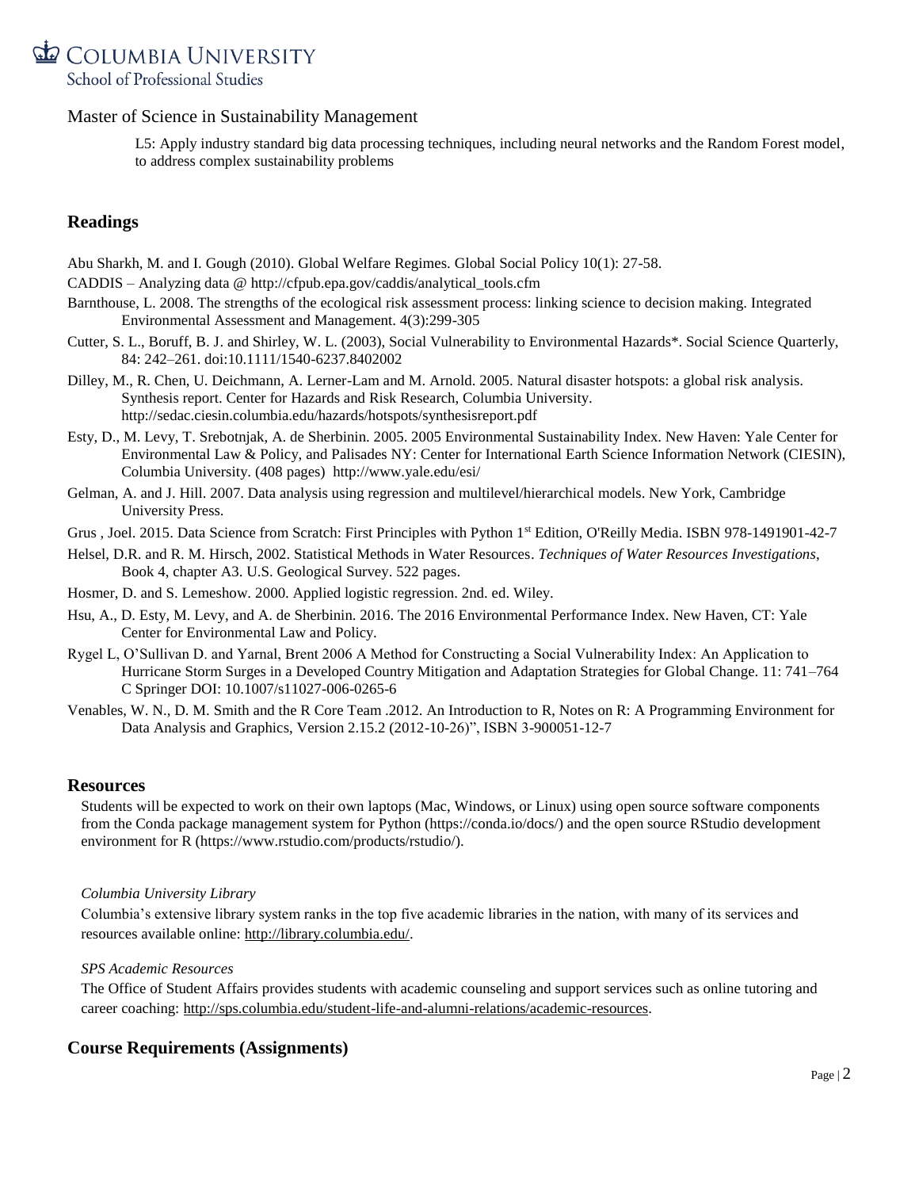Master of Science in Sustainability Management

L5: Apply industry standard big data processing techniques, including neural networks and the Random Forest model, to address complex sustainability problems

## Readings

Abu Sharkh, M. and I. Gough (2010). Global Welfare Regimes. Global Social Policy 10(1): 27-58.

CADDIS – Analyzing data @ http://cfpub.epa.gov/caddis/analytical_tools.cfm

Barnthouse, L. 2008. The strengths of the ecological risk assessment process: linking science to decision making. Integrated Environmental Assessment and Management. 4(3):299-305

Cutter, S. L., Boruff, B. J. and Shirley, W. L. (2003), Social Vulnerability to Environmental Hazards*. Social Science Quarterly, 84: 242–261. doi:10.1111/1540-6237.8402002

Dilley, M., R. Chen, U. Deichmann, A. Lerner-Lam and M. Arnold. 2005. Natural disaster hotspots: a global risk analysis. Synthesis report. Center for Hazards and Risk Research, Columbia University. http://sedac.ciesin.columbia.edu/hazards/hotspots/synthesisreport.pdf

Esty, D., M. Levy, T. Srebotnjak, A. de Sherbinin. 2005. 2005 Environmental Sustainability Index. New Haven: Yale Center for Environmental Law & Policy, and Palisades NY: Center for International Earth Science Information Network (CIESIN), Columbia University. (408 pages) http://www.yale.edu/esi/

Gelman, A. and J. Hill. 2007. Data analysis using regression and multilevel/hierarchical models. New York, Cambridge University Press.

Grus , Joel. 2015. Data Science from Scratch: First Principles with Python 1st Edition, O'Reilly Media. ISBN 978-1491901-42-7

Helsel, D.R. and R. M. Hirsch, 2002. Statistical Methods in Water Resources. *Techniques of Water Resources Investigations*, Book 4, chapter A3. U.S. Geological Survey. 522 pages.

Hosmer, D. and S. Lemeshow. 2000. Applied logistic regression. 2nd. ed. Wiley.

Hsu, A., D. Esty, M. Levy, and A. de Sherbinin. 2016. The 2016 Environmental Performance Index. New Haven, CT: Yale Center for Environmental Law and Policy.

Rygel L, O'Sullivan D. and Yarnal, Brent 2006 A Method for Constructing a Social Vulnerability Index: An Application to Hurricane Storm Surges in a Developed Country Mitigation and Adaptation Strategies for Global Change. 11: 741–764 C Springer DOI: 10.1007/s11027-006-0265-6

Venables, W. N., D. M. Smith and the R Core Team .2012. An Introduction to R, Notes on R: A Programming Environment for Data Analysis and Graphics, Version 2.15.2 (2012-10-26)", ISBN 3-900051-12-7

## Resources

Students will be expected to work on their own laptops (Mac, Windows, or Linux) using open source software components from the Conda package management system for Python (https://conda.io/docs/) and the open source RStudio development environment for R (https://www.rstudio.com/products/rstudio/).

*Columbia University Library*

Columbia's extensive library system ranks in the top five academic libraries in the nation, with many of its services and resources available online: http://library.columbia.edu/.

*SPS Academic Resources*

The Office of Student Affairs provides students with academic counseling and support services such as online tutoring and career coaching: http://sps.columbia.edu/student-life-and-alumni-relations/academic-resources.

## Course Requirements (Assignments)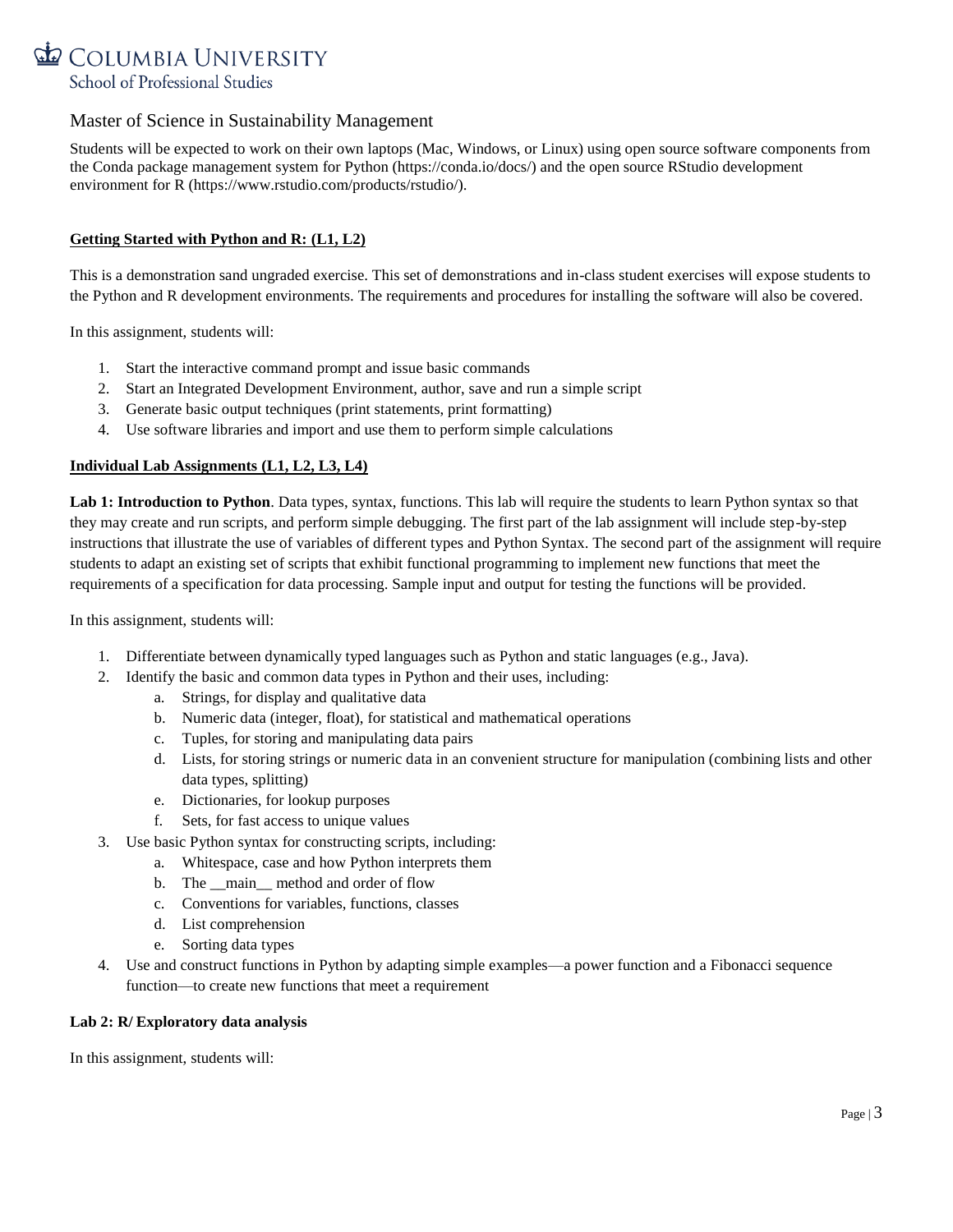Master of Science in Sustainability Management

Students will be expected to work on their own laptops (Mac, Windows, or Linux) using open source software components from the Conda package management system for Python (https://conda.io/docs/) and the open source RStudio development environment for R (https://www.rstudio.com/products/rstudio/).

**Getting Started with Python and R: (L1, L2)**

This is a demonstration sand ungraded exercise. This set of demonstrations and in-class student exercises will expose students to the Python and R development environments. The requirements and procedures for installing the software will also be covered.

In this assignment, students will:

1. Start the interactive command prompt and issue basic commands
2. Start an Integrated Development Environment, author, save and run a simple script
3. Generate basic output techniques (print statements, print formatting)
4. Use software libraries and import and use them to perform simple calculations

**Individual Lab Assignments (L1, L2, L3, L4)**

**Lab 1: Introduction to Python**. Data types, syntax, functions. This lab will require the students to learn Python syntax so that they may create and run scripts, and perform simple debugging. The first part of the lab assignment will include step-by-step instructions that illustrate the use of variables of different types and Python Syntax. The second part of the assignment will require students to adapt an existing set of scripts that exhibit functional programming to implement new functions that meet the requirements of a specification for data processing. Sample input and output for testing the functions will be provided.

In this assignment, students will:

1. Differentiate between dynamically typed languages such as Python and static languages (e.g., Java).
2. Identify the basic and common data types in Python and their uses, including:
   a. Strings, for display and qualitative data
   b. Numeric data (integer, float), for statistical and mathematical operations
   c. Tuples, for storing and manipulating data pairs
   d. Lists, for storing strings or numeric data in an convenient structure for manipulation (combining lists and other data types, splitting)
   e. Dictionaries, for lookup purposes
   f. Sets, for fast access to unique values
3. Use basic Python syntax for constructing scripts, including:
   a. Whitespace, case and how Python interprets them
   b. The __main__ method and order of flow
   c. Conventions for variables, functions, classes
   d. List comprehension
   e. Sorting data types
4. Use and construct functions in Python by adapting simple examples—a power function and a Fibonacci sequence function—to create new functions that meet a requirement

**Lab 2: R/ Exploratory data analysis**

In this assignment, students will: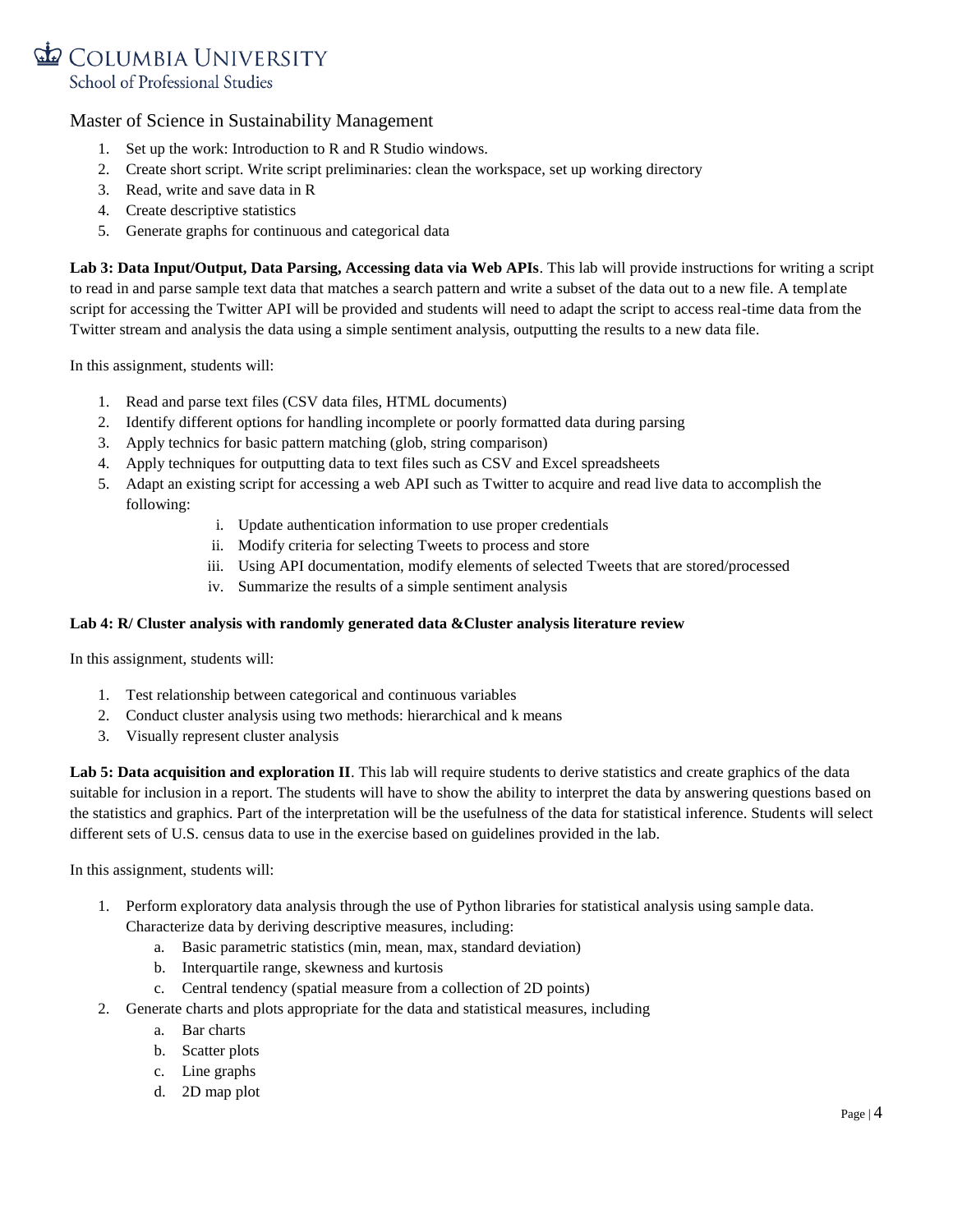1. Set up the work: Introduction to R and R Studio windows.
2. Create short script. Write script preliminaries: clean the workspace, set up working directory
3. Read, write and save data in R
4. Create descriptive statistics
5. Generate graphs for continuous and categorical data

**Lab 3: Data Input/Output, Data Parsing, Accessing data via Web APIs**. This lab will provide instructions for writing a script to read in and parse sample text data that matches a search pattern and write a subset of the data out to a new file. A template script for accessing the Twitter API will be provided and students will need to adapt the script to access real-time data from the Twitter stream and analysis the data using a simple sentiment analysis, outputting the results to a new data file.

In this assignment, students will:

1. Read and parse text files (CSV data files, HTML documents)
2. Identify different options for handling incomplete or poorly formatted data during parsing
3. Apply technics for basic pattern matching (glob, string comparison)
4. Apply techniques for outputting data to text files such as CSV and Excel spreadsheets
5. Adapt an existing script for accessing a web API such as Twitter to acquire and read live data to accomplish the following:
   i. Update authentication information to use proper credentials
   ii. Modify criteria for selecting Tweets to process and store
   iii. Using API documentation, modify elements of selected Tweets that are stored/processed
   iv. Summarize the results of a simple sentiment analysis

**Lab 4: R/ Cluster analysis with randomly generated data &Cluster analysis literature review**

In this assignment, students will:

1. Test relationship between categorical and continuous variables
2. Conduct cluster analysis using two methods: hierarchical and k means
3. Visually represent cluster analysis

**Lab 5: Data acquisition and exploration II**. This lab will require students to derive statistics and create graphics of the data suitable for inclusion in a report. The students will have to show the ability to interpret the data by answering questions based on the statistics and graphics. Part of the interpretation will be the usefulness of the data for statistical inference. Students will select different sets of U.S. census data to use in the exercise based on guidelines provided in the lab.

In this assignment, students will:

1. Perform exploratory data analysis through the use of Python libraries for statistical analysis using sample data. Characterize data by deriving descriptive measures, including:
   a. Basic parametric statistics (min, mean, max, standard deviation)
   b. Interquartile range, skewness and kurtosis
   c. Central tendency (spatial measure from a collection of 2D points)
2. Generate charts and plots appropriate for the data and statistical measures, including
   a. Bar charts
   b. Scatter plots
   c. Line graphs
   d. 2D map plot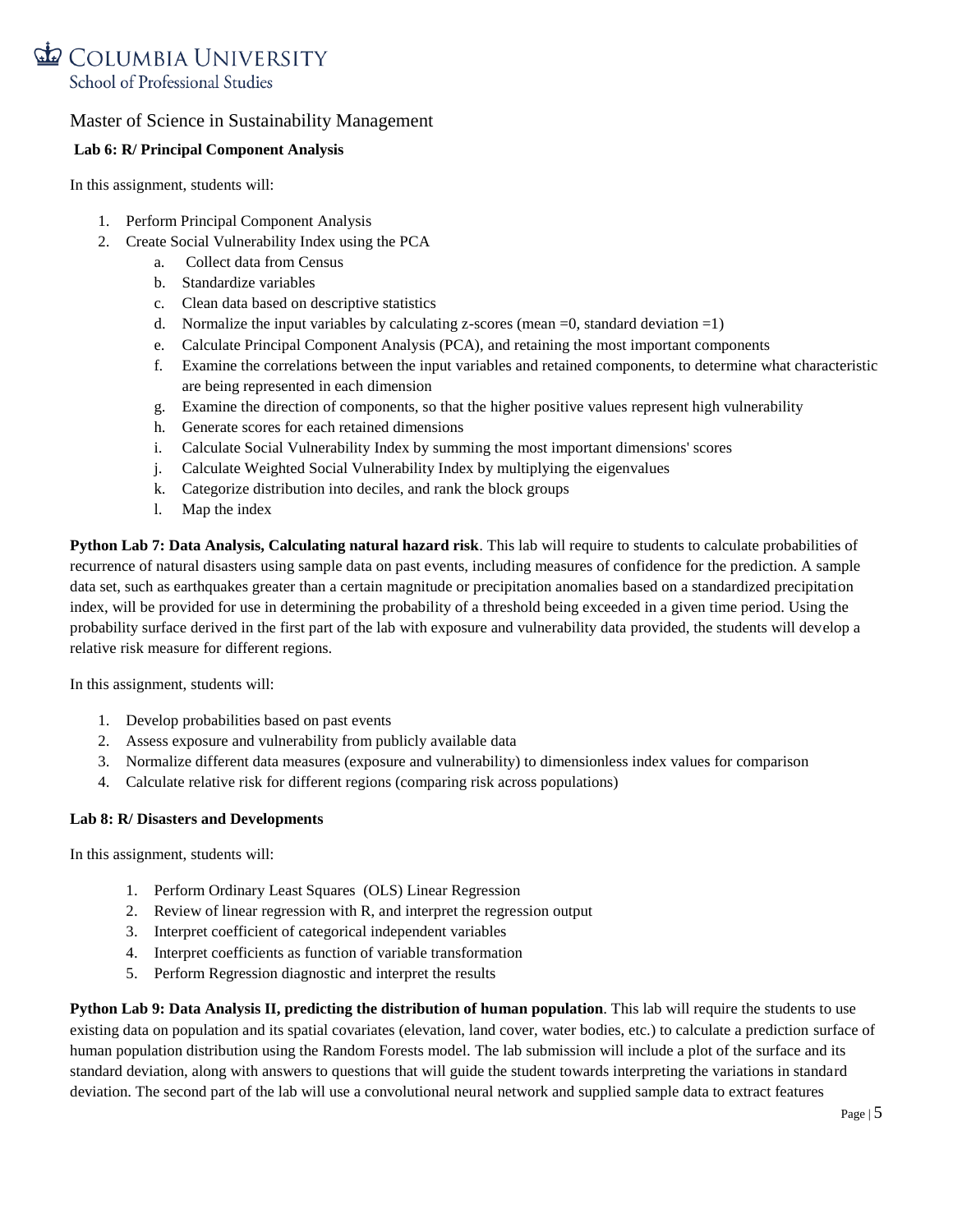Master of Science in Sustainability Management

**Lab 6: R/ Principal Component Analysis**

In this assignment, students will:

1. Perform Principal Component Analysis
2. Create Social Vulnerability Index using the PCA
    a. Collect data from Census
    b. Standardize variables
    c. Clean data based on descriptive statistics
    d. Normalize the input variables by calculating z-scores (mean =0, standard deviation =1)
    e. Calculate Principal Component Analysis (PCA), and retaining the most important components
    f. Examine the correlations between the input variables and retained components, to determine what characteristic are being represented in each dimension
    g. Examine the direction of components, so that the higher positive values represent high vulnerability
    h. Generate scores for each retained dimensions
    i. Calculate Social Vulnerability Index by summing the most important dimensions' scores
    j. Calculate Weighted Social Vulnerability Index by multiplying the eigenvalues
    k. Categorize distribution into deciles, and rank the block groups
    l. Map the index

**Python Lab 7: Data Analysis, Calculating natural hazard risk**. This lab will require to students to calculate probabilities of recurrence of natural disasters using sample data on past events, including measures of confidence for the prediction. A sample data set, such as earthquakes greater than a certain magnitude or precipitation anomalies based on a standardized precipitation index, will be provided for use in determining the probability of a threshold being exceeded in a given time period. Using the probability surface derived in the first part of the lab with exposure and vulnerability data provided, the students will develop a relative risk measure for different regions.

In this assignment, students will:

1. Develop probabilities based on past events
2. Assess exposure and vulnerability from publicly available data
3. Normalize different data measures (exposure and vulnerability) to dimensionless index values for comparison
4. Calculate relative risk for different regions (comparing risk across populations)

**Lab 8: R/ Disasters and Developments**

In this assignment, students will:

1. Perform Ordinary Least Squares (OLS) Linear Regression
2. Review of linear regression with R, and interpret the regression output
3. Interpret coefficient of categorical independent variables
4. Interpret coefficients as function of variable transformation
5. Perform Regression diagnostic and interpret the results

**Python Lab 9: Data Analysis II, predicting the distribution of human population**. This lab will require the students to use existing data on population and its spatial covariates (elevation, land cover, water bodies, etc.) to calculate a prediction surface of human population distribution using the Random Forests model. The lab submission will include a plot of the surface and its standard deviation, along with answers to questions that will guide the student towards interpreting the variations in standard deviation. The second part of the lab will use a convolutional neural network and supplied sample data to extract features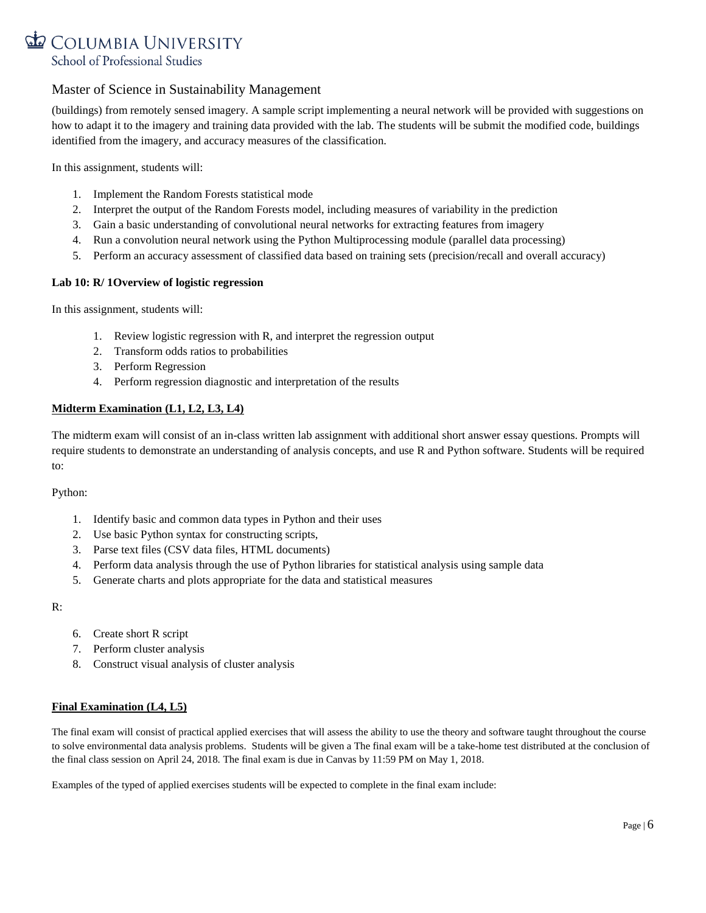(buildings) from remotely sensed imagery. A sample script implementing a neural network will be provided with suggestions on how to adapt it to the imagery and training data provided with the lab. The students will be submit the modified code, buildings identified from the imagery, and accuracy measures of the classification.

In this assignment, students will:

1. Implement the Random Forests statistical mode
2. Interpret the output of the Random Forests model, including measures of variability in the prediction
3. Gain a basic understanding of convolutional neural networks for extracting features from imagery
4. Run a convolution neural network using the Python Multiprocessing module (parallel data processing)
5. Perform an accuracy assessment of classified data based on training sets (precision/recall and overall accuracy)

**Lab 10: R/ 1Overview of logistic regression**

In this assignment, students will:

1. Review logistic regression with R, and interpret the regression output
2. Transform odds ratios to probabilities
3. Perform Regression
4. Perform regression diagnostic and interpretation of the results

**Midterm Examination (L1, L2, L3, L4)**

The midterm exam will consist of an in-class written lab assignment with additional short answer essay questions. Prompts will require students to demonstrate an understanding of analysis concepts, and use R and Python software. Students will be required to:

Python:

1. Identify basic and common data types in Python and their uses
2. Use basic Python syntax for constructing scripts,
3. Parse text files (CSV data files, HTML documents)
4. Perform data analysis through the use of Python libraries for statistical analysis using sample data
5. Generate charts and plots appropriate for the data and statistical measures

R:

6. Create short R script
7. Perform cluster analysis
8. Construct visual analysis of cluster analysis

**Final Examination (L4, L5)**

The final exam will consist of practical applied exercises that will assess the ability to use the theory and software taught throughout the course to solve environmental data analysis problems. Students will be given a The final exam will be a take-home test distributed at the conclusion of the final class session on April 24, 2018. The final exam is due in Canvas by 11:59 PM on May 1, 2018.

Examples of the typed of applied exercises students will be expected to complete in the final exam include: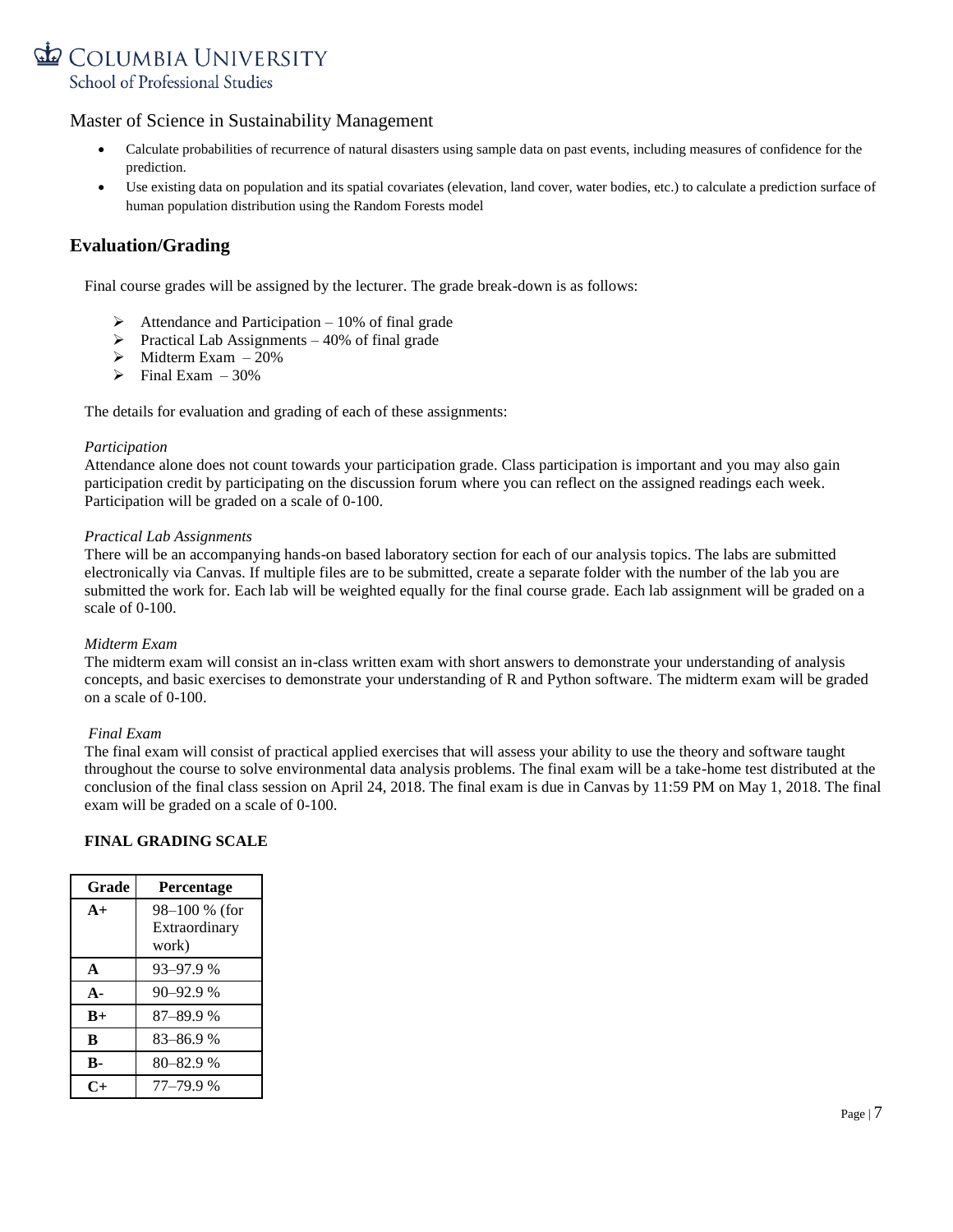- Calculate probabilities of recurrence of natural disasters using sample data on past events, including measures of confidence for the prediction.
- Use existing data on population and its spatial covariates (elevation, land cover, water bodies, etc.) to calculate a prediction surface of human population distribution using the Random Forests model

## Evaluation/Grading

Final course grades will be assigned by the lecturer. The grade break-down is as follows:

- Attendance and Participation – 10% of final grade
- Practical Lab Assignments – 40% of final grade
- Midterm Exam – 20%
- Final Exam – 30%

The details for evaluation and grading of each of these assignments:

*Participation*

Attendance alone does not count towards your participation grade. Class participation is important and you may also gain participation credit by participating on the discussion forum where you can reflect on the assigned readings each week. Participation will be graded on a scale of 0-100.

*Practical Lab Assignments*

There will be an accompanying hands-on based laboratory section for each of our analysis topics. The labs are submitted electronically via Canvas. If multiple files are to be submitted, create a separate folder with the number of the lab you are submitted the work for. Each lab will be weighted equally for the final course grade. Each lab assignment will be graded on a scale of 0-100.

*Midterm Exam*

The midterm exam will consist an in-class written exam with short answers to demonstrate your understanding of analysis concepts, and basic exercises to demonstrate your understanding of R and Python software. The midterm exam will be graded on a scale of 0-100.

*Final Exam*

The final exam will consist of practical applied exercises that will assess your ability to use the theory and software taught throughout the course to solve environmental data analysis problems. The final exam will be a take-home test distributed at the conclusion of the final class session on April 24, 2018. The final exam is due in Canvas by 11:59 PM on May 1, 2018. The final exam will be graded on a scale of 0-100.

**FINAL GRADING SCALE**

| Grade | Percentage |
|---|---|
| **A+** | 98–100 % (for Extraordinary work) |
| **A** | 93–97.9 % |
| **A-** | 90–92.9 % |
| **B+** | 87–89.9 % |
| **B** | 83–86.9 % |
| **B-** | 80–82.9 % |
| **C+** | 77–79.9 % |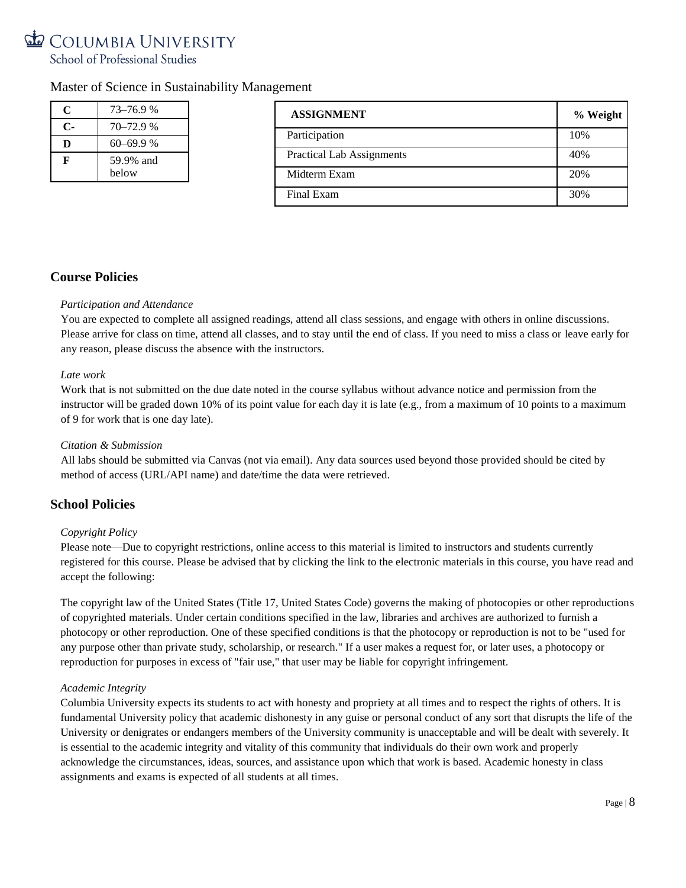Master of Science in Sustainability Management

| | |
|---|---|
| **C** | 73–76.9 % |
| **C-** | 70–72.9 % |
| **D** | 60–69.9 % |
| **F** | 59.9% and below |

| **ASSIGNMENT** | **% Weight** |
|---|---|
| Participation | 10% |
| Practical Lab Assignments | 40% |
| Midterm Exam | 20% |
| Final Exam | 30% |

## Course Policies

*Participation and Attendance*

You are expected to complete all assigned readings, attend all class sessions, and engage with others in online discussions. Please arrive for class on time, attend all classes, and to stay until the end of class. If you need to miss a class or leave early for any reason, please discuss the absence with the instructors.

*Late work*

Work that is not submitted on the due date noted in the course syllabus without advance notice and permission from the instructor will be graded down 10% of its point value for each day it is late (e.g., from a maximum of 10 points to a maximum of 9 for work that is one day late).

*Citation & Submission*

All labs should be submitted via Canvas (not via email). Any data sources used beyond those provided should be cited by method of access (URL/API name) and date/time the data were retrieved.

## School Policies

*Copyright Policy*

Please note—Due to copyright restrictions, online access to this material is limited to instructors and students currently registered for this course. Please be advised that by clicking the link to the electronic materials in this course, you have read and accept the following:

The copyright law of the United States (Title 17, United States Code) governs the making of photocopies or other reproductions of copyrighted materials. Under certain conditions specified in the law, libraries and archives are authorized to furnish a photocopy or other reproduction. One of these specified conditions is that the photocopy or reproduction is not to be "used for any purpose other than private study, scholarship, or research." If a user makes a request for, or later uses, a photocopy or reproduction for purposes in excess of "fair use," that user may be liable for copyright infringement.

*Academic Integrity*

Columbia University expects its students to act with honesty and propriety at all times and to respect the rights of others. It is fundamental University policy that academic dishonesty in any guise or personal conduct of any sort that disrupts the life of the University or denigrates or endangers members of the University community is unacceptable and will be dealt with severely. It is essential to the academic integrity and vitality of this community that individuals do their own work and properly acknowledge the circumstances, ideas, sources, and assistance upon which that work is based. Academic honesty in class assignments and exams is expected of all students at all times.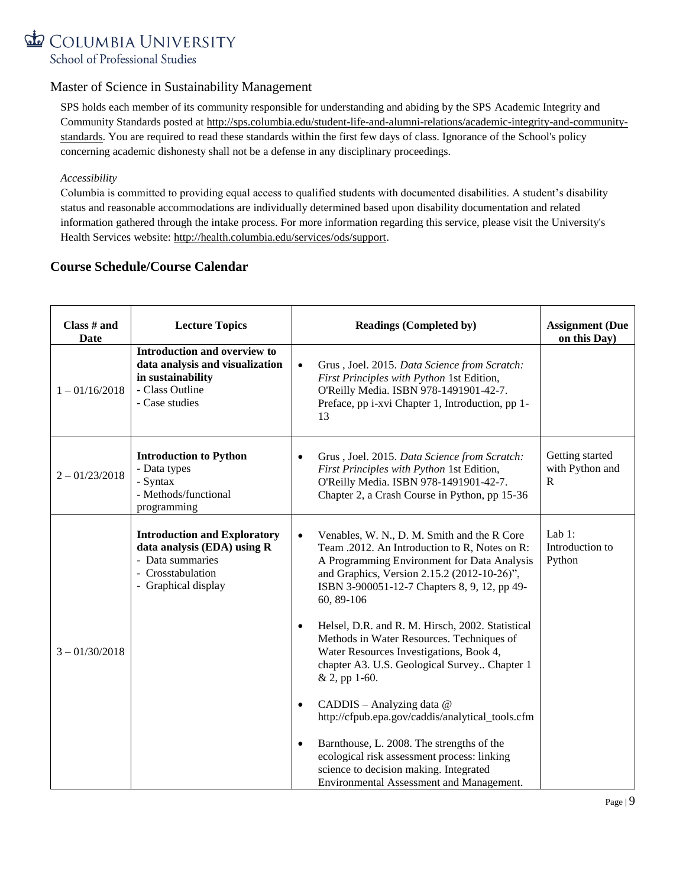Master of Science in Sustainability Management

SPS holds each member of its community responsible for understanding and abiding by the SPS Academic Integrity and Community Standards posted at http://sps.columbia.edu/student-life-and-alumni-relations/academic-integrity-and-community-standards. You are required to read these standards within the first few days of class. Ignorance of the School's policy concerning academic dishonesty shall not be a defense in any disciplinary proceedings.

*Accessibility*

Columbia is committed to providing equal access to qualified students with documented disabilities. A student's disability status and reasonable accommodations are individually determined based upon disability documentation and related information gathered through the intake process. For more information regarding this service, please visit the University's Health Services website: http://health.columbia.edu/services/ods/support.

## Course Schedule/Course Calendar

| Class # and Date | Lecture Topics | Readings (Completed by) | Assignment (Due on this Day) |
|---|---|---|---|
| 1 – 01/16/2018 | **Introduction and overview to data analysis and visualization in sustainability**<br>- Class Outline<br>- Case studies | • Grus , Joel. 2015. *Data Science from Scratch: First Principles with Python* 1st Edition, O'Reilly Media. ISBN 978-1491901-42-7. Preface, pp i-xvi Chapter 1, Introduction, pp 1-13 | |
| 2 – 01/23/2018 | **Introduction to Python**<br>- Data types<br>- Syntax<br>- Methods/functional programming | • Grus , Joel. 2015. *Data Science from Scratch: First Principles with Python* 1st Edition, O'Reilly Media. ISBN 978-1491901-42-7. Chapter 2, a Crash Course in Python, pp 15-36 | Getting started with Python and R |
| 3 – 01/30/2018 | **Introduction and Exploratory data analysis (EDA) using R**<br>- Data summaries<br>- Crosstabulation<br>- Graphical display | • Venables, W. N., D. M. Smith and the R Core Team .2012. An Introduction to R, Notes on R: A Programming Environment for Data Analysis and Graphics, Version 2.15.2 (2012-10-26)", ISBN 3-900051-12-7 Chapters 8, 9, 12, pp 49-60, 89-106<br><br>• Helsel, D.R. and R. M. Hirsch, 2002. Statistical Methods in Water Resources. Techniques of Water Resources Investigations, Book 4, chapter A3. U.S. Geological Survey.. Chapter 1 & 2, pp 1-60.<br><br>• CADDIS – Analyzing data @ http://cfpub.epa.gov/caddis/analytical_tools.cfm<br><br>• Barnthouse, L. 2008. The strengths of the ecological risk assessment process: linking science to decision making. Integrated Environmental Assessment and Management. | Lab 1: Introduction to Python |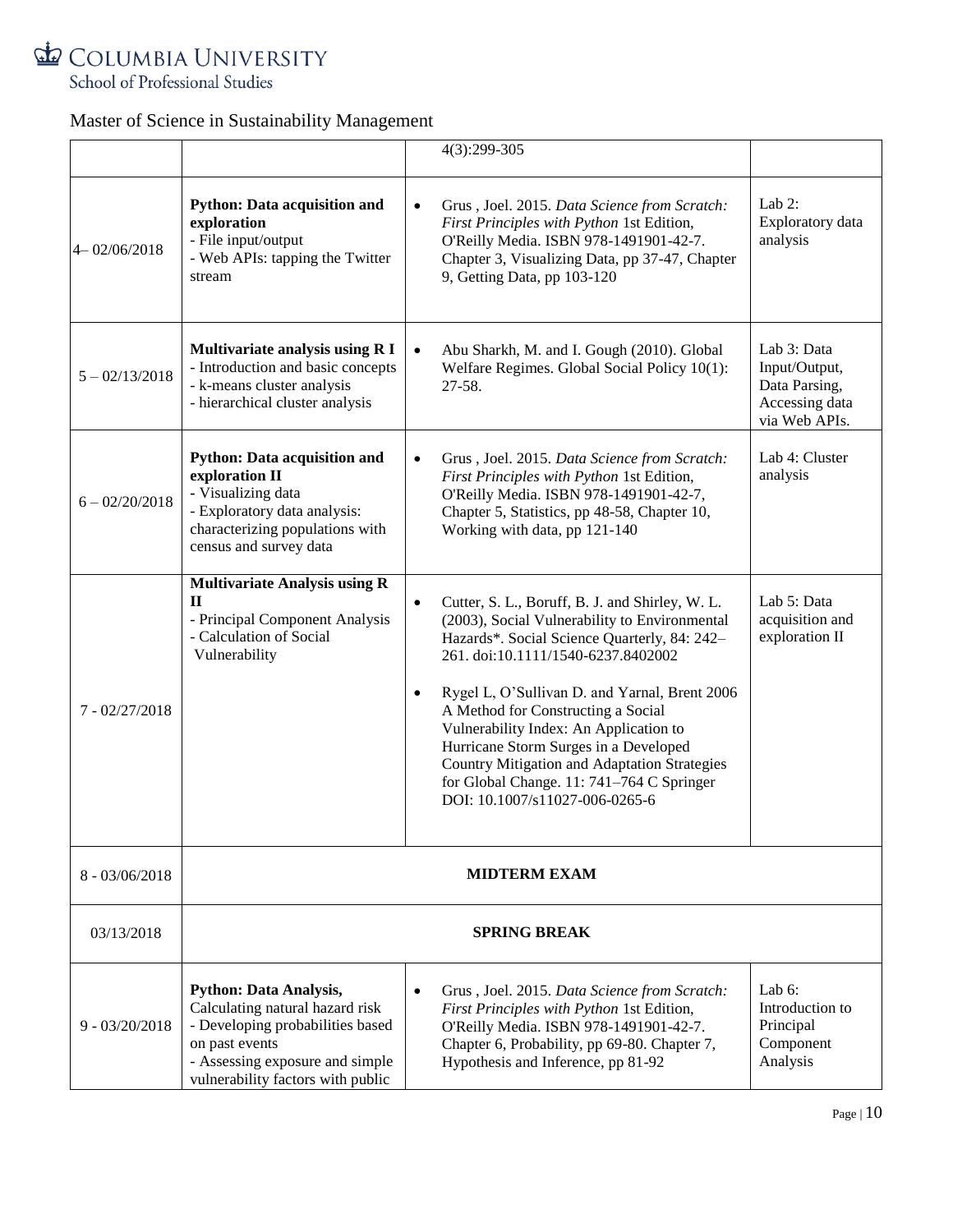Master of Science in Sustainability Management

| | | | |
|---|---|---|---|
| | | 4(3):299-305 | |
| 4– 02/06/2018 | **Python: Data acquisition and exploration**<br>- File input/output<br>- Web APIs: tapping the Twitter stream | • Grus , Joel. 2015. *Data Science from Scratch: First Principles with Python* 1st Edition, O'Reilly Media. ISBN 978-1491901-42-7. Chapter 3, Visualizing Data, pp 37-47, Chapter 9, Getting Data, pp 103-120 | Lab 2: Exploratory data analysis |
| 5 – 02/13/2018 | **Multivariate analysis using R I**<br>- Introduction and basic concepts<br>- k-means cluster analysis<br>- hierarchical cluster analysis | • Abu Sharkh, M. and I. Gough (2010). Global Welfare Regimes. Global Social Policy 10(1): 27-58. | Lab 3: Data Input/Output, Data Parsing, Accessing data via Web APIs. |
| 6 – 02/20/2018 | **Python: Data acquisition and exploration II**<br>- Visualizing data<br>- Exploratory data analysis: characterizing populations with census and survey data | • Grus , Joel. 2015. *Data Science from Scratch: First Principles with Python* 1st Edition, O'Reilly Media. ISBN 978-1491901-42-7, Chapter 5, Statistics, pp 48-58, Chapter 10, Working with data, pp 121-140 | Lab 4: Cluster analysis |
| 7 - 02/27/2018 | **Multivariate Analysis using R II**<br>- Principal Component Analysis<br>- Calculation of Social Vulnerability | • Cutter, S. L., Boruff, B. J. and Shirley, W. L. (2003), Social Vulnerability to Environmental Hazards*. Social Science Quarterly, 84: 242–261. doi:10.1111/1540-6237.8402002<br>• Rygel L, O'Sullivan D. and Yarnal, Brent 2006 A Method for Constructing a Social Vulnerability Index: An Application to Hurricane Storm Surges in a Developed Country Mitigation and Adaptation Strategies for Global Change. 11: 741–764 C Springer DOI: 10.1007/s11027-006-0265-6 | Lab 5: Data acquisition and exploration II |
| 8 - 03/06/2018 | **MIDTERM EXAM** | | |
| 03/13/2018 | **SPRING BREAK** | | |
| 9 - 03/20/2018 | **Python: Data Analysis,** Calculating natural hazard risk<br>- Developing probabilities based on past events<br>- Assessing exposure and simple vulnerability factors with public | • Grus , Joel. 2015. *Data Science from Scratch: First Principles with Python* 1st Edition, O'Reilly Media. ISBN 978-1491901-42-7. Chapter 6, Probability, pp 69-80. Chapter 7, Hypothesis and Inference, pp 81-92 | Lab 6: Introduction to Principal Component Analysis |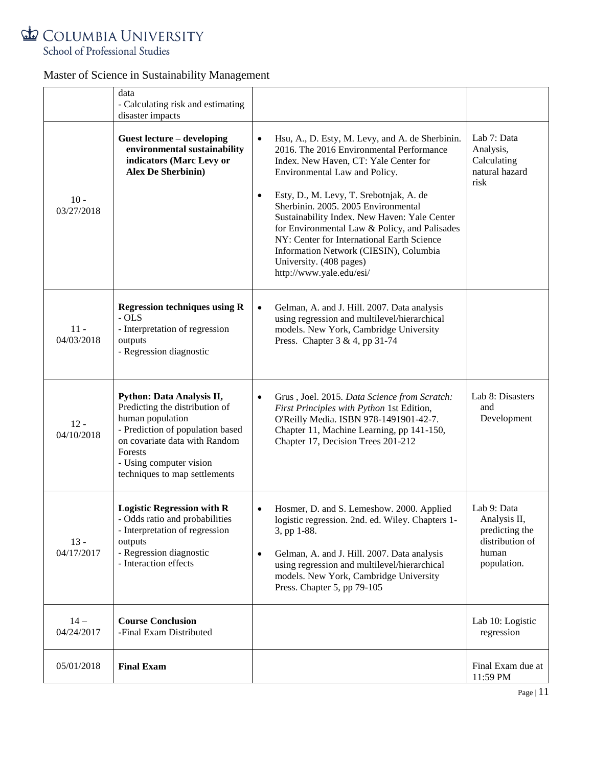Master of Science in Sustainability Management

| | | | |
|---|---|---|---|
| | data<br>- Calculating risk and estimating disaster impacts | | |
| 10 - 03/27/2018 | **Guest lecture – developing environmental sustainability indicators (Marc Levy or Alex De Sherbinin)** | • Hsu, A., D. Esty, M. Levy, and A. de Sherbinin. 2016. The 2016 Environmental Performance Index. New Haven, CT: Yale Center for Environmental Law and Policy.<br>• Esty, D., M. Levy, T. Srebotnjak, A. de Sherbinin. 2005. 2005 Environmental Sustainability Index. New Haven: Yale Center for Environmental Law & Policy, and Palisades NY: Center for International Earth Science Information Network (CIESIN), Columbia University. (408 pages) http://www.yale.edu/esi/ | Lab 7: Data Analysis, Calculating natural hazard risk |
| 11 - 04/03/2018 | **Regression techniques using R**<br>- OLS<br>- Interpretation of regression outputs<br>- Regression diagnostic | • Gelman, A. and J. Hill. 2007. Data analysis using regression and multilevel/hierarchical models. New York, Cambridge University Press. Chapter 3 & 4, pp 31-74 | |
| 12 - 04/10/2018 | **Python: Data Analysis II,** Predicting the distribution of human population<br>- Prediction of population based on covariate data with Random Forests<br>- Using computer vision techniques to map settlements | • Grus , Joel. 2015. *Data Science from Scratch: First Principles with Python* 1st Edition, O'Reilly Media. ISBN 978-1491901-42-7. Chapter 11, Machine Learning, pp 141-150, Chapter 17, Decision Trees 201-212 | Lab 8: Disasters and Development |
| 13 - 04/17/2017 | **Logistic Regression with R**<br>- Odds ratio and probabilities<br>- Interpretation of regression outputs<br>- Regression diagnostic<br>- Interaction effects | • Hosmer, D. and S. Lemeshow. 2000. Applied logistic regression. 2nd. ed. Wiley. Chapters 1-3, pp 1-88.<br>• Gelman, A. and J. Hill. 2007. Data analysis using regression and multilevel/hierarchical models. New York, Cambridge University Press. Chapter 5, pp 79-105 | Lab 9: Data Analysis II, predicting the distribution of human population. |
| 14 – 04/24/2017 | **Course Conclusion**<br>-Final Exam Distributed | | Lab 10: Logistic regression |
| 05/01/2018 | **Final Exam** | | Final Exam due at 11:59 PM |